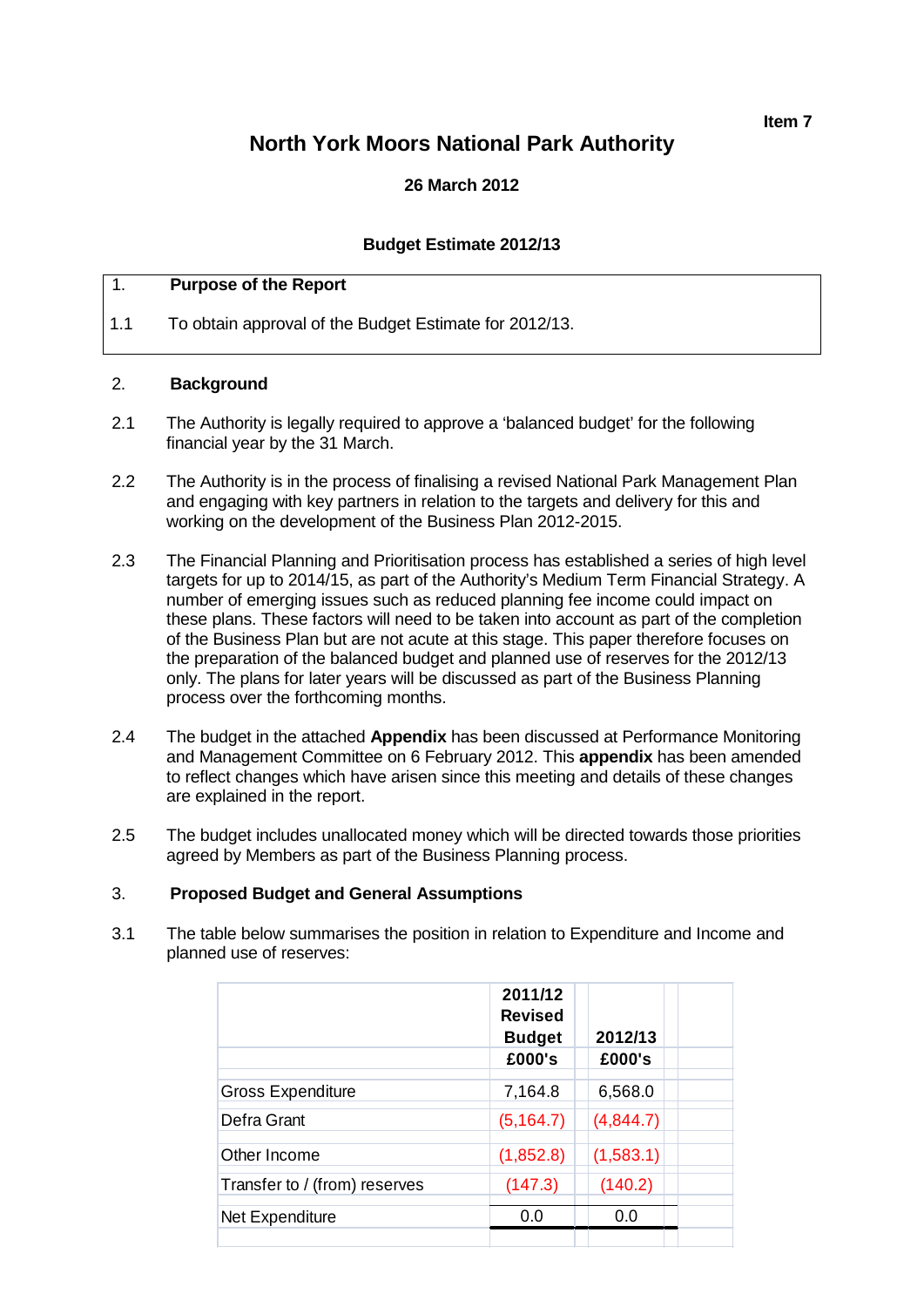Item 7

# North York Moors National Park Authority

**26 March 2012**

**Budget Estimate 2012/13**

## 1. Purpose of the Report

1.1 To obtain approval of the Budget Estimate for 2012/13.

## 2. Background

2.1 The Authority is legally required to approve a 'balanced budget' for the following financial year by the 31 March.

2.2 The Authority is in the process of finalising a revised National Park Management Plan and engaging with key partners in relation to the targets and delivery for this and working on the development of the Business Plan 2012-2015.

2.3 The Financial Planning and Prioritisation process has established a series of high level targets for up to 2014/15, as part of the Authority's Medium Term Financial Strategy. A number of emerging issues such as reduced planning fee income could impact on these plans. These factors will need to be taken into account as part of the completion of the Business Plan but are not acute at this stage. This paper therefore focuses on the preparation of the balanced budget and planned use of reserves for the 2012/13 only. The plans for later years will be discussed as part of the Business Planning process over the forthcoming months.

2.4 The budget in the attached **Appendix** has been discussed at Performance Monitoring and Management Committee on 6 February 2012. This **appendix** has been amended to reflect changes which have arisen since this meeting and details of these changes are explained in the report.

2.5 The budget includes unallocated money which will be directed towards those priorities agreed by Members as part of the Business Planning process.

## 3. Proposed Budget and General Assumptions

3.1 The table below summarises the position in relation to Expenditure and Income and planned use of reserves:

| | **2011/12 Revised Budget £000's** | **2012/13 £000's** |
|---|---|---|
| Gross Expenditure | 7,164.8 | 6,568.0 |
| Defra Grant | (5,164.7) | (4,844.7) |
| Other Income | (1,852.8) | (1,583.1) |
| Transfer to / (from) reserves | (147.3) | (140.2) |
| Net Expenditure | 0.0 | 0.0 |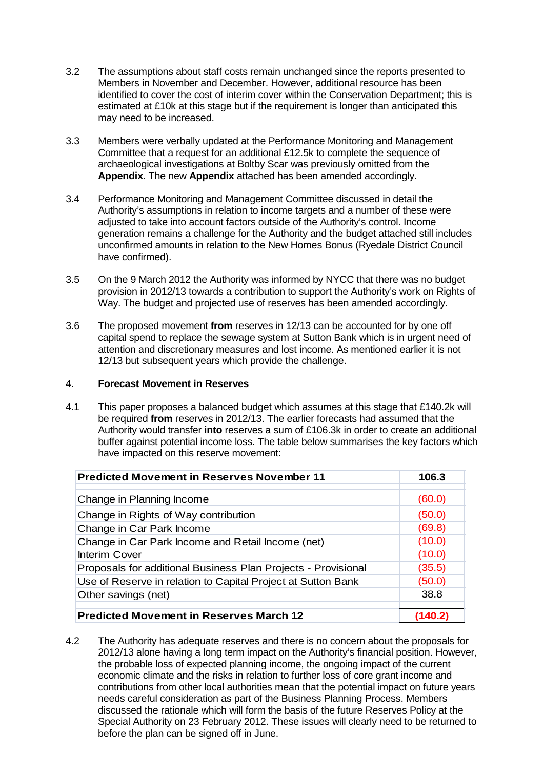3.2 The assumptions about staff costs remain unchanged since the reports presented to Members in November and December. However, additional resource has been identified to cover the cost of interim cover within the Conservation Department; this is estimated at £10k at this stage but if the requirement is longer than anticipated this may need to be increased.

3.3 Members were verbally updated at the Performance Monitoring and Management Committee that a request for an additional £12.5k to complete the sequence of archaeological investigations at Boltby Scar was previously omitted from the **Appendix**. The new **Appendix** attached has been amended accordingly.

3.4 Performance Monitoring and Management Committee discussed in detail the Authority's assumptions in relation to income targets and a number of these were adjusted to take into account factors outside of the Authority's control. Income generation remains a challenge for the Authority and the budget attached still includes unconfirmed amounts in relation to the New Homes Bonus (Ryedale District Council have confirmed).

3.5 On the 9 March 2012 the Authority was informed by NYCC that there was no budget provision in 2012/13 towards a contribution to support the Authority's work on Rights of Way. The budget and projected use of reserves has been amended accordingly.

3.6 The proposed movement **from** reserves in 12/13 can be accounted for by one off capital spend to replace the sewage system at Sutton Bank which is in urgent need of attention and discretionary measures and lost income. As mentioned earlier it is not 12/13 but subsequent years which provide the challenge.

## 4. Forecast Movement in Reserves

4.1 This paper proposes a balanced budget which assumes at this stage that £140.2k will be required **from** reserves in 2012/13. The earlier forecasts had assumed that the Authority would transfer **into** reserves a sum of £106.3k in order to create an additional buffer against potential income loss. The table below summarises the key factors which have impacted on this reserve movement:

| **Predicted Movement in Reserves November 11** | **106.3** |
|---|---|
| Change in Planning Income | (60.0) |
| Change in Rights of Way contribution | (50.0) |
| Change in Car Park Income | (69.8) |
| Change in Car Park Income and Retail Income (net) | (10.0) |
| Interim Cover | (10.0) |
| Proposals for additional Business Plan Projects - Provisional | (35.5) |
| Use of Reserve in relation to Capital Project at Sutton Bank | (50.0) |
| Other savings (net) | 38.8 |
| **Predicted Movement in Reserves March 12** | **(140.2)** |

4.2 The Authority has adequate reserves and there is no concern about the proposals for 2012/13 alone having a long term impact on the Authority's financial position. However, the probable loss of expected planning income, the ongoing impact of the current economic climate and the risks in relation to further loss of core grant income and contributions from other local authorities mean that the potential impact on future years needs careful consideration as part of the Business Planning Process. Members discussed the rationale which will form the basis of the future Reserves Policy at the Special Authority on 23 February 2012. These issues will clearly need to be returned to before the plan can be signed off in June.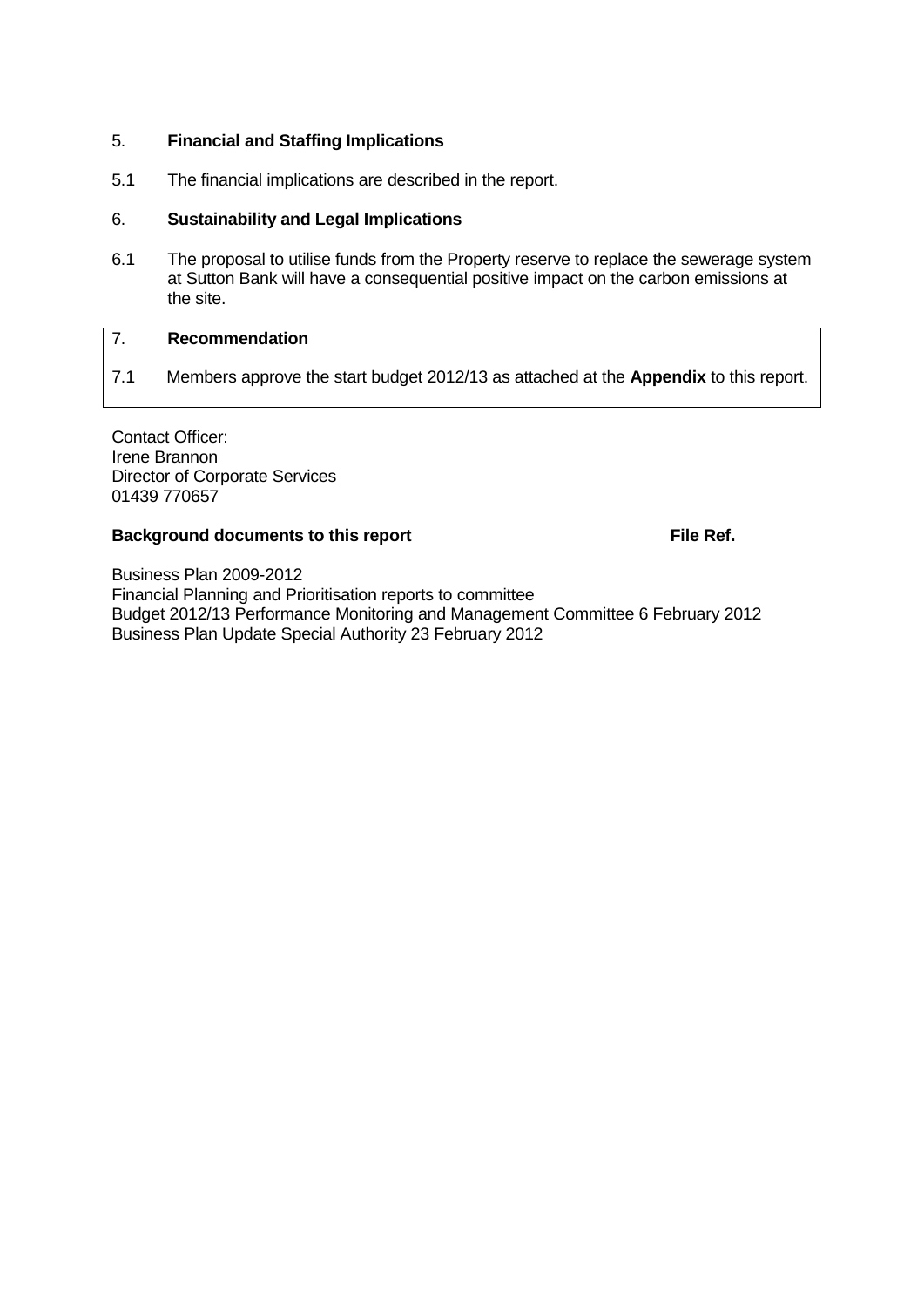5. **Financial and Staffing Implications**

5.1 The financial implications are described in the report.

6. **Sustainability and Legal Implications**

6.1 The proposal to utilise funds from the Property reserve to replace the sewerage system at Sutton Bank will have a consequential positive impact on the carbon emissions at the site.

7. **Recommendation**

7.1 Members approve the start budget 2012/13 as attached at the **Appendix** to this report.

Contact Officer:
Irene Brannon
Director of Corporate Services
01439 770657

**Background documents to this report** **File Ref.**

Business Plan 2009-2012
Financial Planning and Prioritisation reports to committee
Budget 2012/13 Performance Monitoring and Management Committee 6 February 2012
Business Plan Update Special Authority 23 February 2012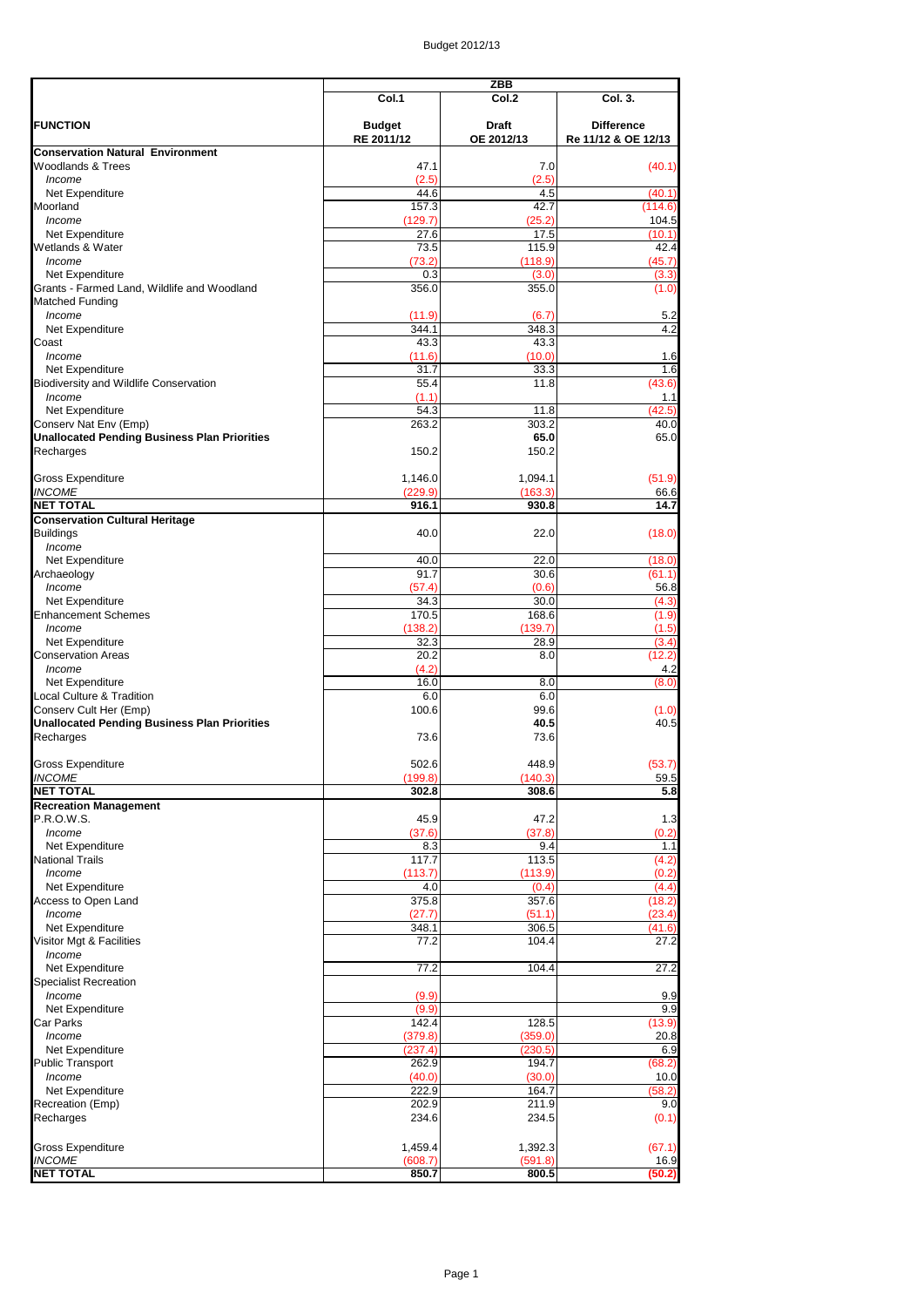Budget 2012/13

| FUNCTION | ZBB | | |
|---|---|---|---|
| | Col.1 | Col.2 | Col. 3. |
| | Budget RE 2011/12 | Draft OE 2012/13 | Difference Re 11/12 & OE 12/13 |
| **Conservation Natural Environment** | | | |
| Woodlands & Trees | 47.1 | 7.0 | (40.1) |
| *Income* | (2.5) | (2.5) | |
| Net Expenditure | 44.6 | 4.5 | (40.1) |
| Moorland | 157.3 | 42.7 | (114.6) |
| *Income* | (129.7) | (25.2) | 104.5 |
| Net Expenditure | 27.6 | 17.5 | (10.1) |
| Wetlands & Water | 73.5 | 115.9 | 42.4 |
| *Income* | (73.2) | (118.9) | (45.7) |
| Net Expenditure | 0.3 | (3.0) | (3.3) |
| Grants - Farmed Land, Wildlife and Woodland Matched Funding | 356.0 | 355.0 | (1.0) |
| *Income* | (11.9) | (6.7) | 5.2 |
| Net Expenditure | 344.1 | 348.3 | 4.2 |
| Coast | 43.3 | 43.3 | |
| *Income* | (11.6) | (10.0) | 1.6 |
| Net Expenditure | 31.7 | 33.3 | 1.6 |
| Biodiversity and Wildlife Conservation | 55.4 | 11.8 | (43.6) |
| *Income* | (1.1) | | 1.1 |
| Net Expenditure | 54.3 | 11.8 | (42.5) |
| Conserv Nat Env (Emp) | 263.2 | 303.2 | 40.0 |
| **Unallocated Pending Business Plan Priorities** | | **65.0** | 65.0 |
| Recharges | 150.2 | 150.2 | |
| Gross Expenditure | 1,146.0 | 1,094.1 | (51.9) |
| *INCOME* | (229.9) | (163.3) | 66.6 |
| **NET TOTAL** | **916.1** | **930.8** | **14.7** |
| **Conservation Cultural Heritage** | | | |
| Buildings | 40.0 | 22.0 | (18.0) |
| *Income* | | | |
| Net Expenditure | 40.0 | 22.0 | (18.0) |
| Archaeology | 91.7 | 30.6 | (61.1) |
| *Income* | (57.4) | (0.6) | 56.8 |
| Net Expenditure | 34.3 | 30.0 | (4.3) |
| Enhancement Schemes | 170.5 | 168.6 | (1.9) |
| *Income* | (138.2) | (139.7) | (1.5) |
| Net Expenditure | 32.3 | 28.9 | (3.4) |
| Conservation Areas | 20.2 | 8.0 | (12.2) |
| *Income* | (4.2) | | 4.2 |
| Net Expenditure | 16.0 | 8.0 | (8.0) |
| Local Culture & Tradition | 6.0 | 6.0 | |
| Conserv Cult Her (Emp) | 100.6 | 99.6 | (1.0) |
| **Unallocated Pending Business Plan Priorities** | | **40.5** | 40.5 |
| Recharges | 73.6 | 73.6 | |
| Gross Expenditure | 502.6 | 448.9 | (53.7) |
| *INCOME* | (199.8) | (140.3) | 59.5 |
| **NET TOTAL** | **302.8** | **308.6** | **5.8** |
| **Recreation Management** | | | |
| P.R.O.W.S. | 45.9 | 47.2 | 1.3 |
| *Income* | (37.6) | (37.8) | (0.2) |
| Net Expenditure | 8.3 | 9.4 | 1.1 |
| National Trails | 117.7 | 113.5 | (4.2) |
| *Income* | (113.7) | (113.9) | (0.2) |
| Net Expenditure | 4.0 | (0.4) | (4.4) |
| Access to Open Land | 375.8 | 357.6 | (18.2) |
| *Income* | (27.7) | (51.1) | (23.4) |
| Net Expenditure | 348.1 | 306.5 | (41.6) |
| Visitor Mgt & Facilities | 77.2 | 104.4 | 27.2 |
| *Income* | | | |
| Net Expenditure | 77.2 | 104.4 | 27.2 |
| Specialist Recreation | | | |
| *Income* | (9.9) | | 9.9 |
| Net Expenditure | (9.9) | | 9.9 |
| Car Parks | 142.4 | 128.5 | (13.9) |
| *Income* | (379.8) | (359.0) | 20.8 |
| Net Expenditure | (237.4) | (230.5) | 6.9 |
| Public Transport | 262.9 | 194.7 | (68.2) |
| *Income* | (40.0) | (30.0) | 10.0 |
| Net Expenditure | 222.9 | 164.7 | (58.2) |
| Recreation (Emp) | 202.9 | 211.9 | 9.0 |
| Recharges | 234.6 | 234.5 | (0.1) |
| Gross Expenditure | 1,459.4 | 1,392.3 | (67.1) |
| *INCOME* | (608.7) | (591.8) | 16.9 |
| **NET TOTAL** | **850.7** | **800.5** | **(50.2)** |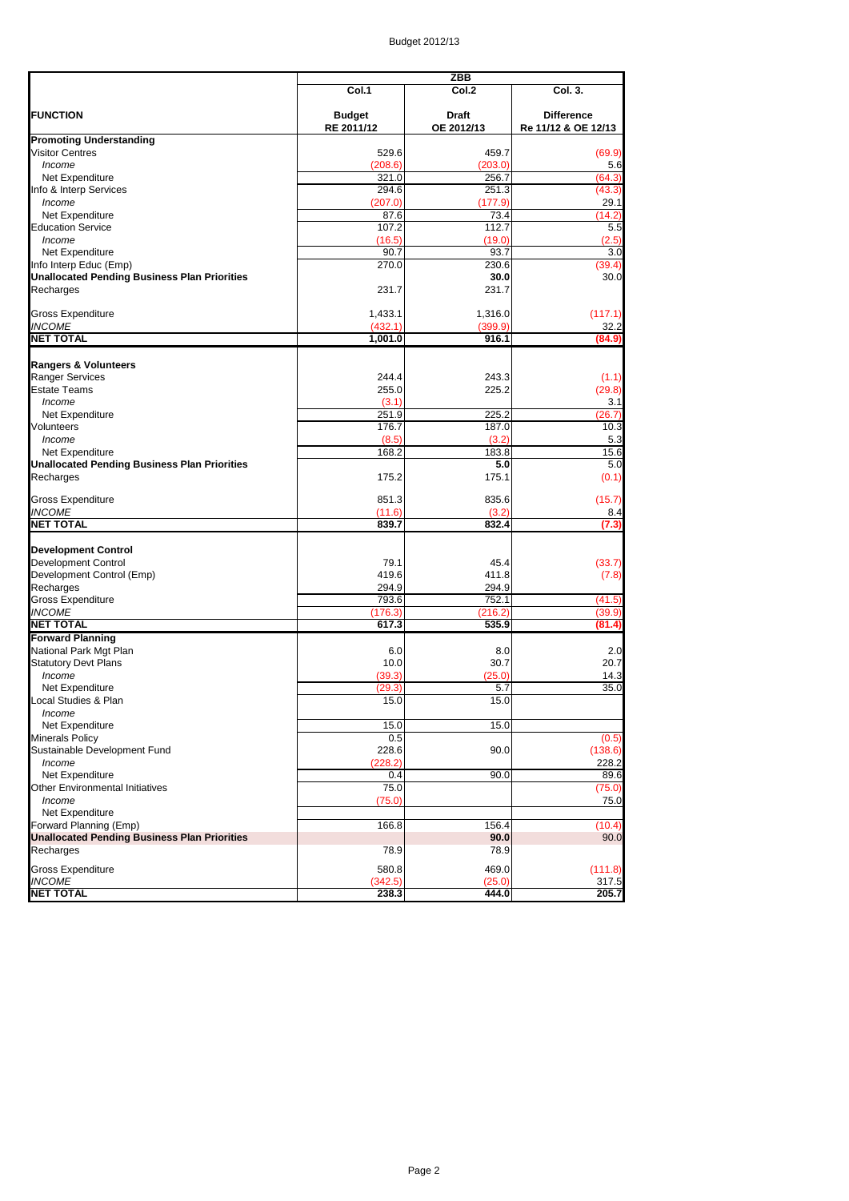Budget 2012/13

| FUNCTION | ZBB | | |
|---|---|---|---|
| | Col.1 | Col.2 | Col. 3. |
| | Budget RE 2011/12 | Draft OE 2012/13 | Difference Re 11/12 & OE 12/13 |
| **Promoting Understanding** | | | |
| Visitor Centres | 529.6 | 459.7 | (69.9) |
| *Income* | (208.6) | (203.0) | 5.6 |
| Net Expenditure | 321.0 | 256.7 | (64.3) |
| Info & Interp Services | 294.6 | 251.3 | (43.3) |
| *Income* | (207.0) | (177.9) | 29.1 |
| Net Expenditure | 87.6 | 73.4 | (14.2) |
| Education Service | 107.2 | 112.7 | 5.5 |
| *Income* | (16.5) | (19.0) | (2.5) |
| Net Expenditure | 90.7 | 93.7 | 3.0 |
| Info Interp Educ (Emp) | 270.0 | 230.6 | (39.4) |
| **Unallocated Pending Business Plan Priorities** | | **30.0** | 30.0 |
| Recharges | 231.7 | 231.7 | |
| Gross Expenditure | 1,433.1 | 1,316.0 | (117.1) |
| *INCOME* | (432.1) | (399.9) | 32.2 |
| **NET TOTAL** | **1,001.0** | **916.1** | **(84.9)** |
| **Rangers & Volunteers** | | | |
| Ranger Services | 244.4 | 243.3 | (1.1) |
| Estate Teams | 255.0 | 225.2 | (29.8) |
| *Income* | (3.1) | | 3.1 |
| Net Expenditure | 251.9 | 225.2 | (26.7) |
| Volunteers | 176.7 | 187.0 | 10.3 |
| *Income* | (8.5) | (3.2) | 5.3 |
| Net Expenditure | 168.2 | 183.8 | 15.6 |
| **Unallocated Pending Business Plan Priorities** | | **5.0** | 5.0 |
| Recharges | 175.2 | 175.1 | (0.1) |
| Gross Expenditure | 851.3 | 835.6 | (15.7) |
| *INCOME* | (11.6) | (3.2) | 8.4 |
| **NET TOTAL** | **839.7** | **832.4** | **(7.3)** |
| **Development Control** | | | |
| Development Control | 79.1 | 45.4 | (33.7) |
| Development Control (Emp) | 419.6 | 411.8 | (7.8) |
| Recharges | 294.9 | 294.9 | |
| Gross Expenditure | 793.6 | 752.1 | (41.5) |
| *INCOME* | (176.3) | (216.2) | (39.9) |
| **NET TOTAL** | **617.3** | **535.9** | **(81.4)** |
| **Forward Planning** | | | |
| National Park Mgt Plan | 6.0 | 8.0 | 2.0 |
| Statutory Devt Plans | 10.0 | 30.7 | 20.7 |
| *Income* | (39.3) | (25.0) | 14.3 |
| Net Expenditure | (29.3) | 5.7 | 35.0 |
| Local Studies & Plan | 15.0 | 15.0 | |
| *Income* | | | |
| Net Expenditure | 15.0 | 15.0 | |
| Minerals Policy | 0.5 | | (0.5) |
| Sustainable Development Fund | 228.6 | 90.0 | (138.6) |
| *Income* | (228.2) | | 228.2 |
| Net Expenditure | 0.4 | 90.0 | 89.6 |
| Other Environmental Initiatives | 75.0 | | (75.0) |
| *Income* | (75.0) | | 75.0 |
| Net Expenditure | | | |
| Forward Planning (Emp) | 166.8 | 156.4 | (10.4) |
| **Unallocated Pending Business Plan Priorities** | | **90.0** | 90.0 |
| Recharges | 78.9 | 78.9 | |
| Gross Expenditure | 580.8 | 469.0 | (111.8) |
| *INCOME* | (342.5) | (25.0) | 317.5 |
| **NET TOTAL** | **238.3** | **444.0** | **205.7** |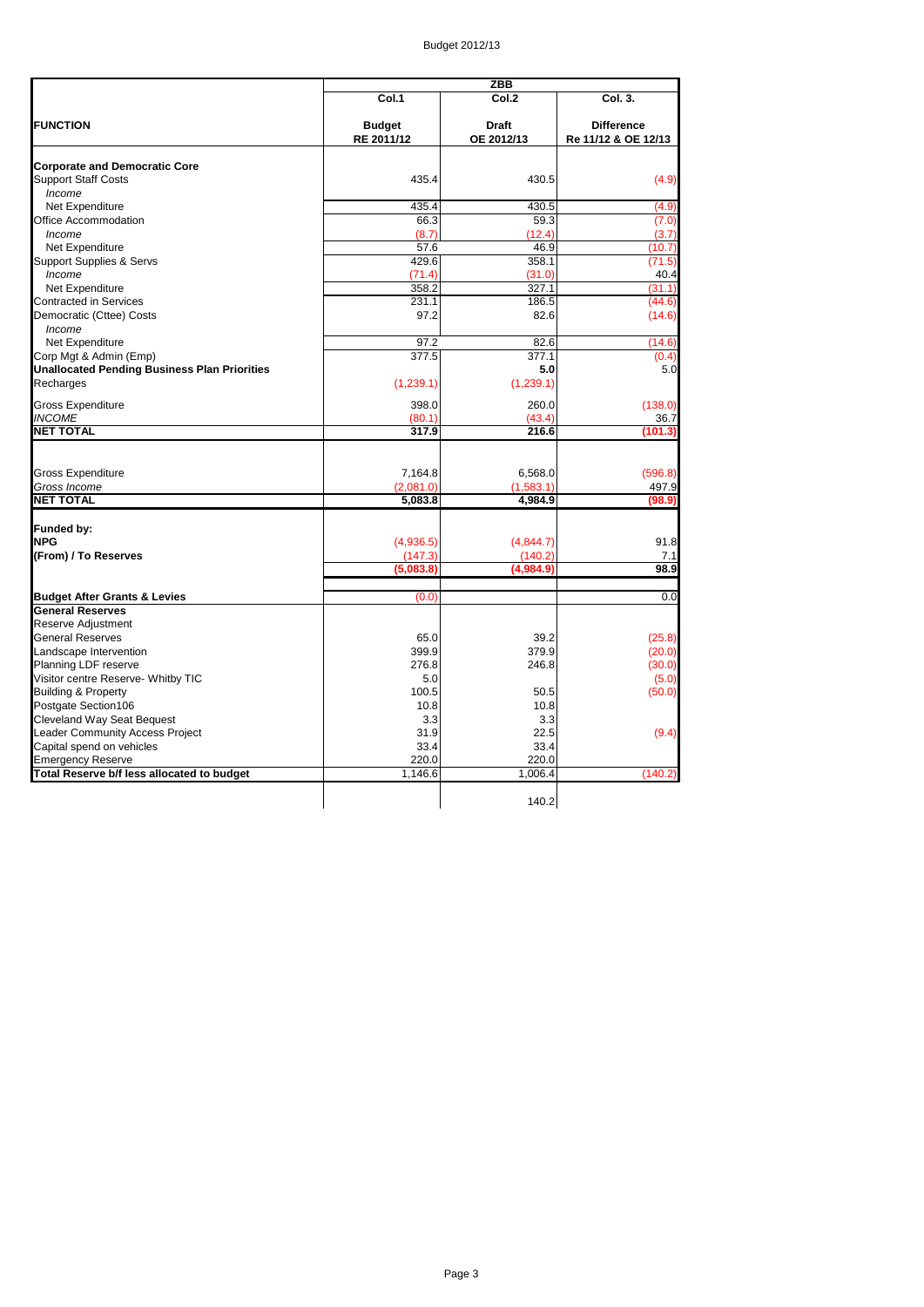Budget 2012/13

| FUNCTION | ZBB Col.1 Budget RE 2011/12 | Col.2 Draft OE 2012/13 | Col. 3. Difference Re 11/12 & OE 12/13 |
|---|---|---|---|
| **Corporate and Democratic Core** | | | |
| Support Staff Costs | 435.4 | 430.5 | (4.9) |
| *Income* | | | |
| Net Expenditure | 435.4 | 430.5 | (4.9) |
| Office Accommodation | 66.3 | 59.3 | (7.0) |
| *Income* | (8.7) | (12.4) | (3.7) |
| Net Expenditure | 57.6 | 46.9 | (10.7) |
| Support Supplies & Servs | 429.6 | 358.1 | (71.5) |
| *Income* | (71.4) | (31.0) | 40.4 |
| Net Expenditure | 358.2 | 327.1 | (31.1) |
| Contracted in Services | 231.1 | 186.5 | (44.6) |
| Democratic (Cttee) Costs | 97.2 | 82.6 | (14.6) |
| *Income* | | | |
| Net Expenditure | 97.2 | 82.6 | (14.6) |
| Corp Mgt & Admin (Emp) | 377.5 | 377.1 | (0.4) |
| **Unallocated Pending Business Plan Priorities** | | **5.0** | 5.0 |
| Recharges | (1,239.1) | (1,239.1) | |
| Gross Expenditure | 398.0 | 260.0 | (138.0) |
| *INCOME* | (80.1) | (43.4) | 36.7 |
| **NET TOTAL** | **317.9** | **216.6** | **(101.3)** |
| Gross Expenditure | 7,164.8 | 6,568.0 | (596.8) |
| *Gross Income* | (2,081.0) | (1,583.1) | 497.9 |
| **NET TOTAL** | **5,083.8** | **4,984.9** | **(98.9)** |
| **Funded by:** | | | |
| **NPG** | (4,936.5) | (4,844.7) | 91.8 |
| **(From) / To Reserves** | (147.3) | (140.2) | 7.1 |
| | **(5,083.8)** | **(4,984.9)** | **98.9** |
| **Budget After Grants & Levies** | (0.0) | | 0.0 |
| **General Reserves** | | | |
| Reserve Adjustment | | | |
| General Reserves | 65.0 | 39.2 | (25.8) |
| Landscape Intervention | 399.9 | 379.9 | (20.0) |
| Planning LDF reserve | 276.8 | 246.8 | (30.0) |
| Visitor centre Reserve- Whitby TIC | 5.0 | | (5.0) |
| Building & Property | 100.5 | 50.5 | (50.0) |
| Postgate Section106 | 10.8 | 10.8 | |
| Cleveland Way Seat Bequest | 3.3 | 3.3 | |
| Leader Community Access Project | 31.9 | 22.5 | (9.4) |
| Capital spend on vehicles | 33.4 | 33.4 | |
| Emergency Reserve | 220.0 | 220.0 | |
| **Total Reserve b/f less allocated to budget** | 1,146.6 | 1,006.4 | (140.2) |
| | | 140.2 | |